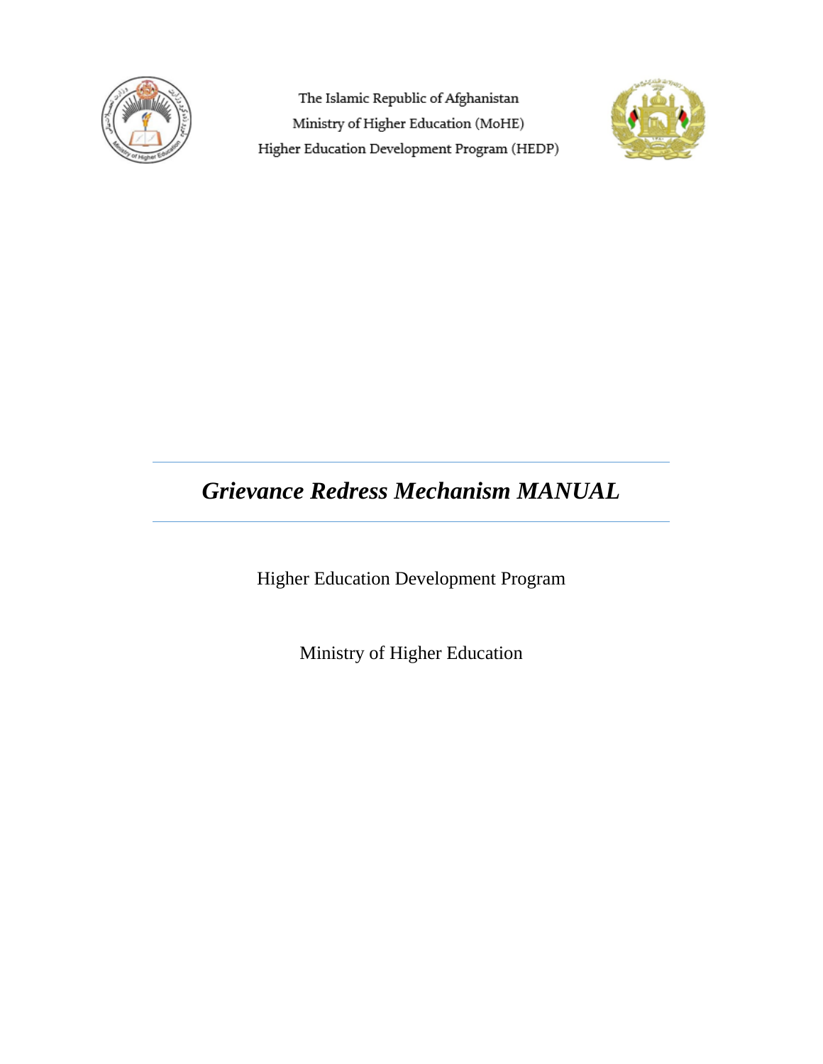The Islamic Republic of Afghanistan

Ministry of Higher Education (MoHE)

Higher Education Development Program (HEDP)

# *Grievance Redress Mechanism MANUAL*

Higher Education Development Program

Ministry of Higher Education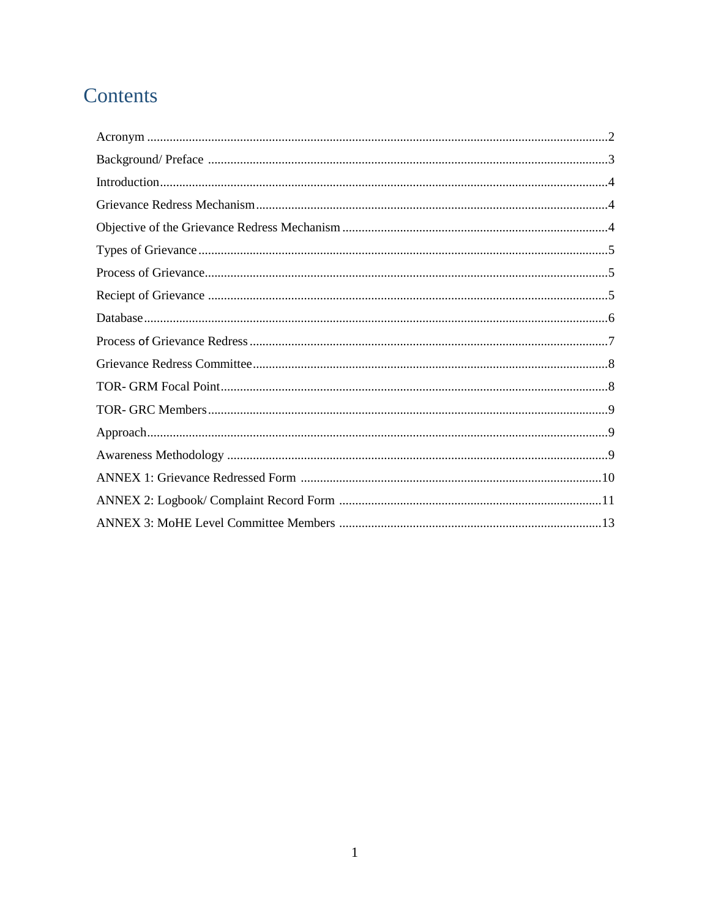# Contents

Acronym ....................................................................................................................................2

Background/ Preface ..................................................................................................................3

Introduction................................................................................................................................4

Grievance Redress Mechanism..................................................................................................4

Objective of the Grievance Redress Mechanism .......................................................................4

Types of Grievance ....................................................................................................................5

Process of Grievance..................................................................................................................5

Reciept of Grievance .................................................................................................................5

Database.....................................................................................................................................6

Process of Grievance Redress ....................................................................................................7

Grievance Redress Committee...................................................................................................8

TOR- GRM Focal Point.............................................................................................................8

TOR- GRC Members.................................................................................................................9

Approach....................................................................................................................................9

Awareness Methodology ...........................................................................................................9

ANNEX 1: Grievance Redressed Form ...................................................................................10

ANNEX 2: Logbook/ Complaint Record Form .......................................................................11

ANNEX 3: MoHE Level Committee Members .......................................................................13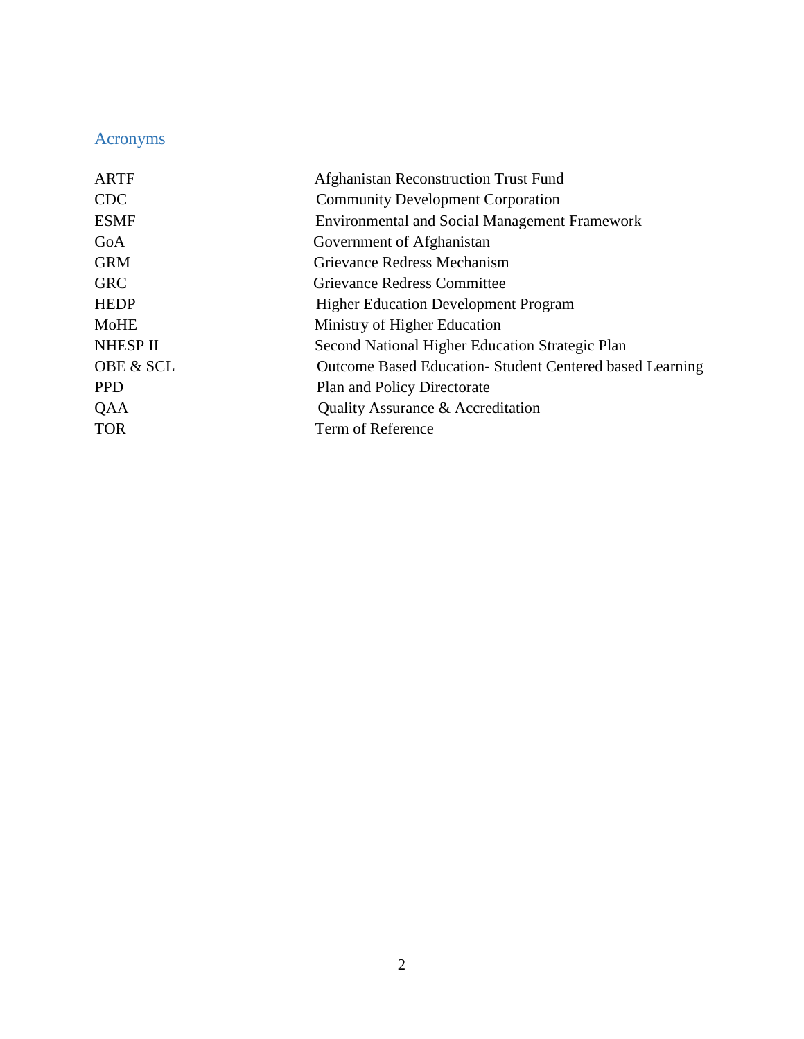## Acronyms

| | |
|---|---|
| ARTF | Afghanistan Reconstruction Trust Fund |
| CDC | Community Development Corporation |
| ESMF | Environmental and Social Management Framework |
| GoA | Government of Afghanistan |
| GRM | Grievance Redress Mechanism |
| GRC | Grievance Redress Committee |
| HEDP | Higher Education Development Program |
| MoHE | Ministry of Higher Education |
| NHESP II | Second National Higher Education Strategic Plan |
| OBE & SCL | Outcome Based Education- Student Centered based Learning |
| PPD | Plan and Policy Directorate |
| QAA | Quality Assurance & Accreditation |
| TOR | Term of Reference |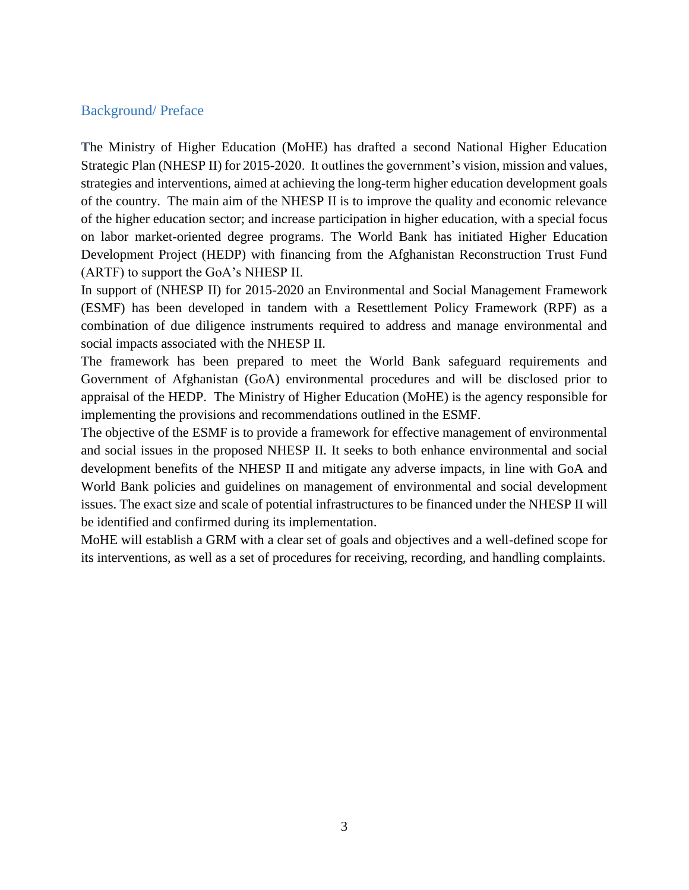## Background/ Preface

The Ministry of Higher Education (MoHE) has drafted a second National Higher Education Strategic Plan (NHESP II) for 2015-2020. It outlines the government's vision, mission and values, strategies and interventions, aimed at achieving the long-term higher education development goals of the country. The main aim of the NHESP II is to improve the quality and economic relevance of the higher education sector; and increase participation in higher education, with a special focus on labor market-oriented degree programs. The World Bank has initiated Higher Education Development Project (HEDP) with financing from the Afghanistan Reconstruction Trust Fund (ARTF) to support the GoA's NHESP II.

In support of (NHESP II) for 2015-2020 an Environmental and Social Management Framework (ESMF) has been developed in tandem with a Resettlement Policy Framework (RPF) as a combination of due diligence instruments required to address and manage environmental and social impacts associated with the NHESP II.

The framework has been prepared to meet the World Bank safeguard requirements and Government of Afghanistan (GoA) environmental procedures and will be disclosed prior to appraisal of the HEDP. The Ministry of Higher Education (MoHE) is the agency responsible for implementing the provisions and recommendations outlined in the ESMF.

The objective of the ESMF is to provide a framework for effective management of environmental and social issues in the proposed NHESP II. It seeks to both enhance environmental and social development benefits of the NHESP II and mitigate any adverse impacts, in line with GoA and World Bank policies and guidelines on management of environmental and social development issues. The exact size and scale of potential infrastructures to be financed under the NHESP II will be identified and confirmed during its implementation.

MoHE will establish a GRM with a clear set of goals and objectives and a well-defined scope for its interventions, as well as a set of procedures for receiving, recording, and handling complaints.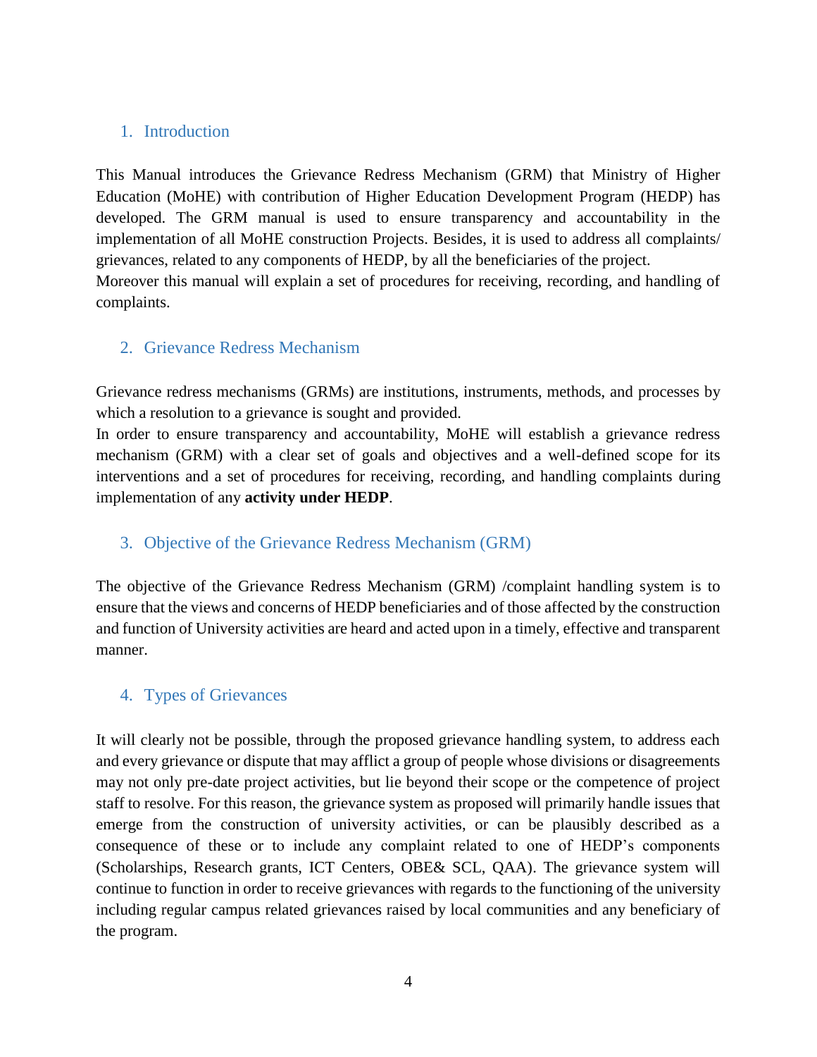## 1. Introduction

This Manual introduces the Grievance Redress Mechanism (GRM) that Ministry of Higher Education (MoHE) with contribution of Higher Education Development Program (HEDP) has developed. The GRM manual is used to ensure transparency and accountability in the implementation of all MoHE construction Projects. Besides, it is used to address all complaints/ grievances, related to any components of HEDP, by all the beneficiaries of the project.
Moreover this manual will explain a set of procedures for receiving, recording, and handling of complaints.

## 2. Grievance Redress Mechanism

Grievance redress mechanisms (GRMs) are institutions, instruments, methods, and processes by which a resolution to a grievance is sought and provided.
In order to ensure transparency and accountability, MoHE will establish a grievance redress mechanism (GRM) with a clear set of goals and objectives and a well-defined scope for its interventions and a set of procedures for receiving, recording, and handling complaints during implementation of any **activity under HEDP**.

## 3. Objective of the Grievance Redress Mechanism (GRM)

The objective of the Grievance Redress Mechanism (GRM) /complaint handling system is to ensure that the views and concerns of HEDP beneficiaries and of those affected by the construction and function of University activities are heard and acted upon in a timely, effective and transparent manner.

## 4. Types of Grievances

It will clearly not be possible, through the proposed grievance handling system, to address each and every grievance or dispute that may afflict a group of people whose divisions or disagreements may not only pre-date project activities, but lie beyond their scope or the competence of project staff to resolve. For this reason, the grievance system as proposed will primarily handle issues that emerge from the construction of university activities, or can be plausibly described as a consequence of these or to include any complaint related to one of HEDP's components (Scholarships, Research grants, ICT Centers, OBE& SCL, QAA). The grievance system will continue to function in order to receive grievances with regards to the functioning of the university including regular campus related grievances raised by local communities and any beneficiary of the program.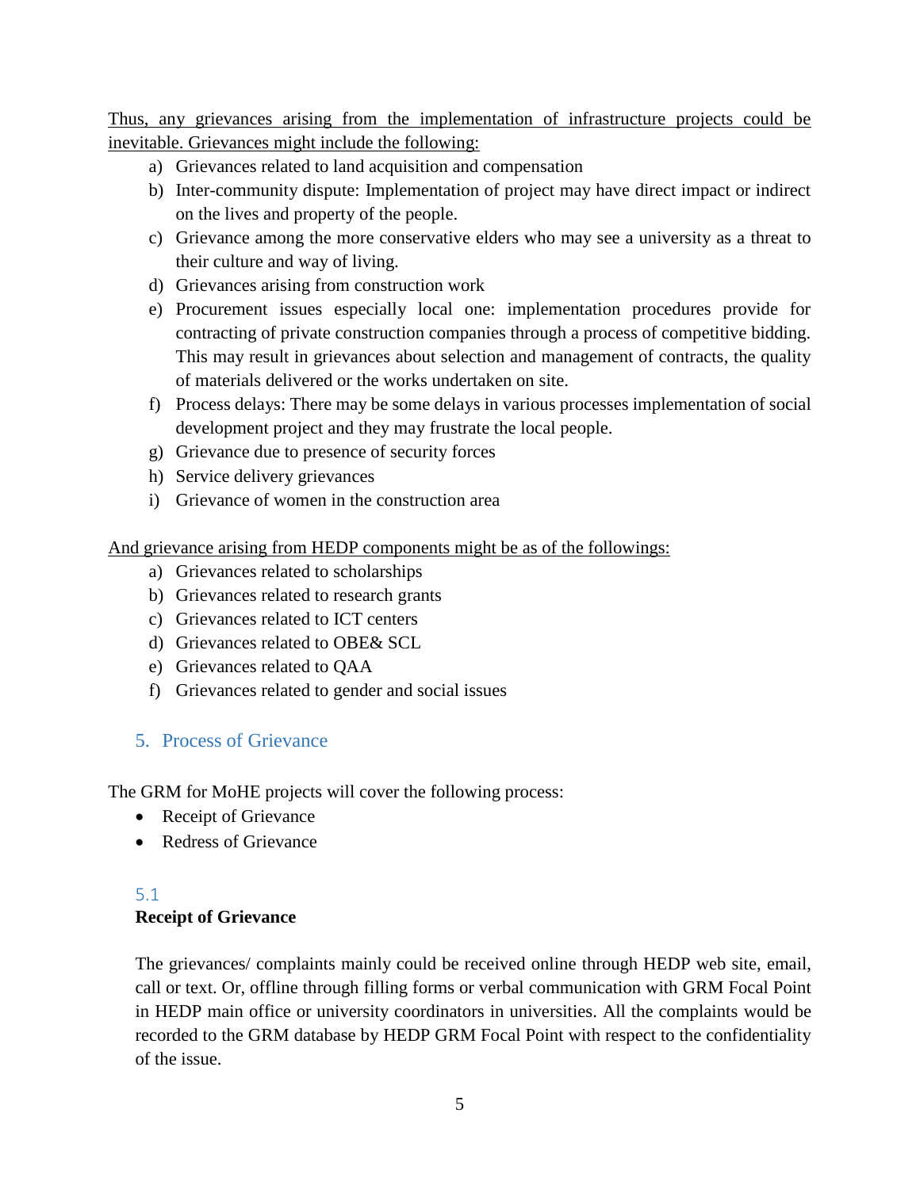Thus, any grievances arising from the implementation of infrastructure projects could be inevitable. Grievances might include the following:

a) Grievances related to land acquisition and compensation
b) Inter-community dispute: Implementation of project may have direct impact or indirect on the lives and property of the people.
c) Grievance among the more conservative elders who may see a university as a threat to their culture and way of living.
d) Grievances arising from construction work
e) Procurement issues especially local one: implementation procedures provide for contracting of private construction companies through a process of competitive bidding. This may result in grievances about selection and management of contracts, the quality of materials delivered or the works undertaken on site.
f) Process delays: There may be some delays in various processes implementation of social development project and they may frustrate the local people.
g) Grievance due to presence of security forces
h) Service delivery grievances
i) Grievance of women in the construction area

And grievance arising from HEDP components might be as of the followings:

a) Grievances related to scholarships
b) Grievances related to research grants
c) Grievances related to ICT centers
d) Grievances related to OBE& SCL
e) Grievances related to QAA
f) Grievances related to gender and social issues

## 5. Process of Grievance

The GRM for MoHE projects will cover the following process:

- Receipt of Grievance
- Redress of Grievance

### 5.1 Receipt of Grievance

The grievances/ complaints mainly could be received online through HEDP web site, email, call or text. Or, offline through filling forms or verbal communication with GRM Focal Point in HEDP main office or university coordinators in universities. All the complaints would be recorded to the GRM database by HEDP GRM Focal Point with respect to the confidentiality of the issue.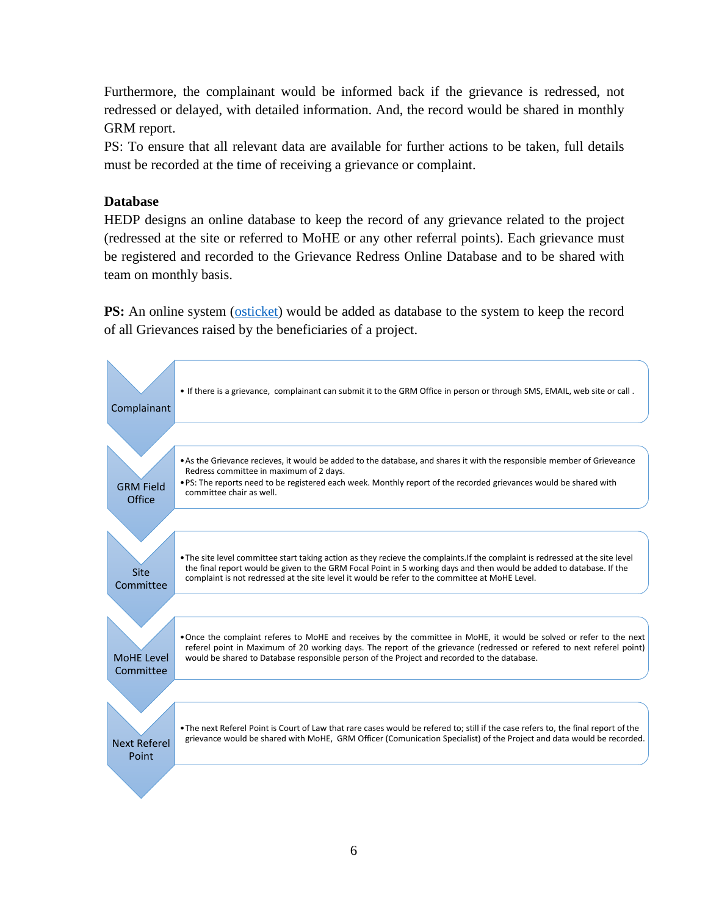Furthermore, the complainant would be informed back if the grievance is redressed, not redressed or delayed, with detailed information. And, the record would be shared in monthly GRM report.

PS: To ensure that all relevant data are available for further actions to be taken, full details must be recorded at the time of receiving a grievance or complaint.

**Database**

HEDP designs an online database to keep the record of any grievance related to the project (redressed at the site or referred to MoHE or any other referral points). Each grievance must be registered and recorded to the Grievance Redress Online Database and to be shared with team on monthly basis.

**PS:** An online system (osticket) would be added as database to the system to keep the record of all Grievances raised by the beneficiaries of a project.

| Step | Description |
| --- | --- |
| Complainant | • If there is a grievance, complainant can submit it to the GRM Office in person or through SMS, EMAIL, web site or call . |
| GRM Field Office | • As the Grievance recieves, it would be added to the database, and shares it with the responsible member of Grieveance Redress committee in maximum of 2 days. <br> • PS: The reports need to be registered each week. Monthly report of the recorded grievances would be shared with committee chair as well. |
| Site Committee | • The site level committee start taking action as they recieve the complaints.If the complaint is redressed at the site level the final report would be given to the GRM Focal Point in 5 working days and then would be added to database. If the complaint is not redressed at the site level it would be refer to the committee at MoHE Level. |
| MoHE Level Committee | • Once the complaint referes to MoHE and receives by the committee in MoHE, it would be solved or refer to the next referel point in Maximum of 20 working days. The report of the grievance (redressed or refered to next referel point) would be shared to Database responsible person of the Project and recorded to the database. |
| Next Referel Point | • The next Referel Point is Court of Law that rare cases would be refered to; still if the case refers to, the final report of the grievance would be shared with MoHE, GRM Officer (Comunication Specialist) of the Project and data would be recorded. |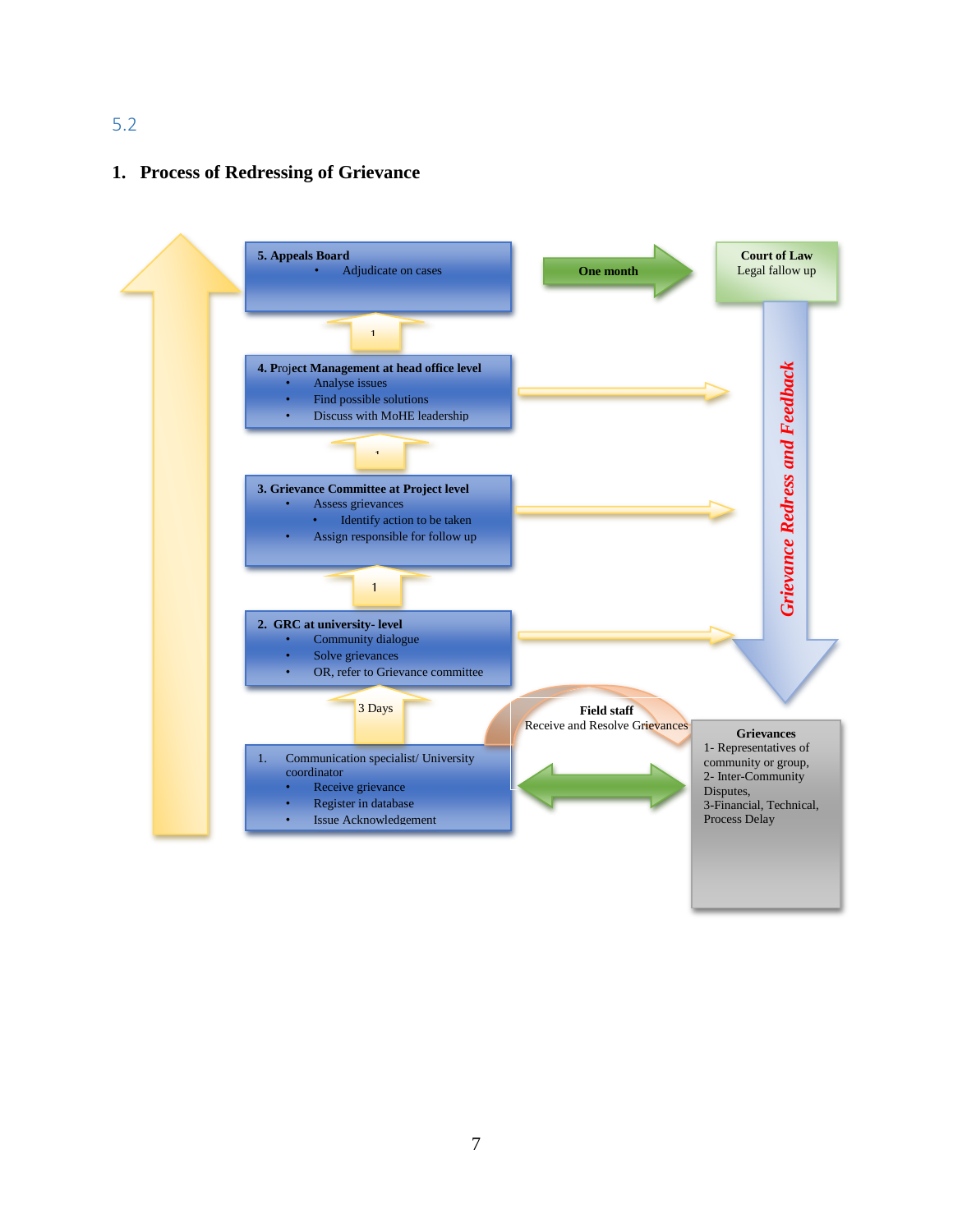5.2

## 1. Process of Redressing of Grievance

**5. Appeals Board**
- Adjudicate on cases

1

**4. Project Management at head office level**
- Analyse issues
- Find possible solutions
- Discuss with MoHE leadership

1

**3. Grievance Committee at Project level**
- Assess grievances
  - Identify action to be taken
- Assign responsible for follow up

1

**2. GRC at university- level**
- Community dialogue
- Solve grievances
- OR, refer to Grievance committee

3 Days

1. Communication specialist/ University coordinator
   - Receive grievance
   - Register in database
   - Issue Acknowledgement

**One month**

**Court of Law**
Legal fallow up

***Grievance Redress and Feedback***

**Field staff**
Receive and Resolve Grievances

**Grievances**
1- Representatives of community or group,
2- Inter-Community Disputes,
3-Financial, Technical, Process Delay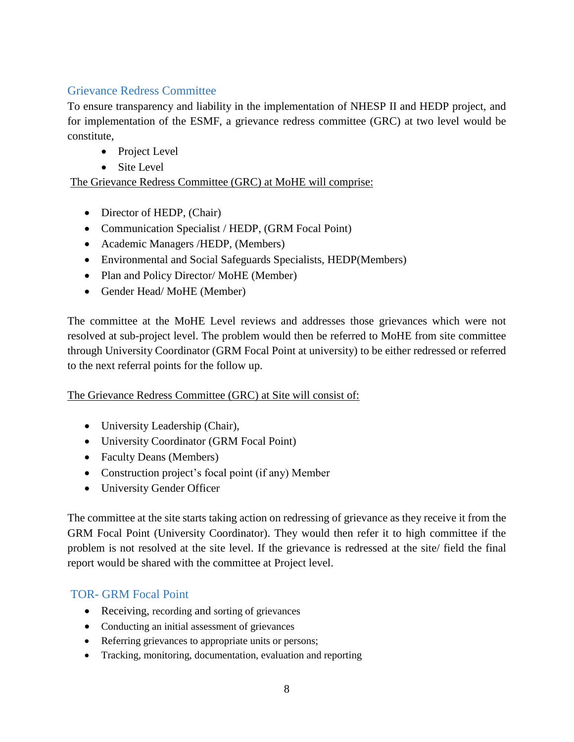## Grievance Redress Committee

To ensure transparency and liability in the implementation of NHESP II and HEDP project, and for implementation of the ESMF, a grievance redress committee (GRC) at two level would be constitute,

- Project Level
- Site Level

The Grievance Redress Committee (GRC) at MoHE will comprise:

- Director of HEDP, (Chair)
- Communication Specialist / HEDP, (GRM Focal Point)
- Academic Managers /HEDP, (Members)
- Environmental and Social Safeguards Specialists, HEDP(Members)
- Plan and Policy Director/ MoHE (Member)
- Gender Head/ MoHE (Member)

The committee at the MoHE Level reviews and addresses those grievances which were not resolved at sub-project level. The problem would then be referred to MoHE from site committee through University Coordinator (GRM Focal Point at university) to be either redressed or referred to the next referral points for the follow up.

The Grievance Redress Committee (GRC) at Site will consist of:

- University Leadership (Chair),
- University Coordinator (GRM Focal Point)
- Faculty Deans (Members)
- Construction project's focal point (if any) Member
- University Gender Officer

The committee at the site starts taking action on redressing of grievance as they receive it from the GRM Focal Point (University Coordinator). They would then refer it to high committee if the problem is not resolved at the site level. If the grievance is redressed at the site/ field the final report would be shared with the committee at Project level.

## TOR- GRM Focal Point

- Receiving, recording and sorting of grievances
- Conducting an initial assessment of grievances
- Referring grievances to appropriate units or persons;
- Tracking, monitoring, documentation, evaluation and reporting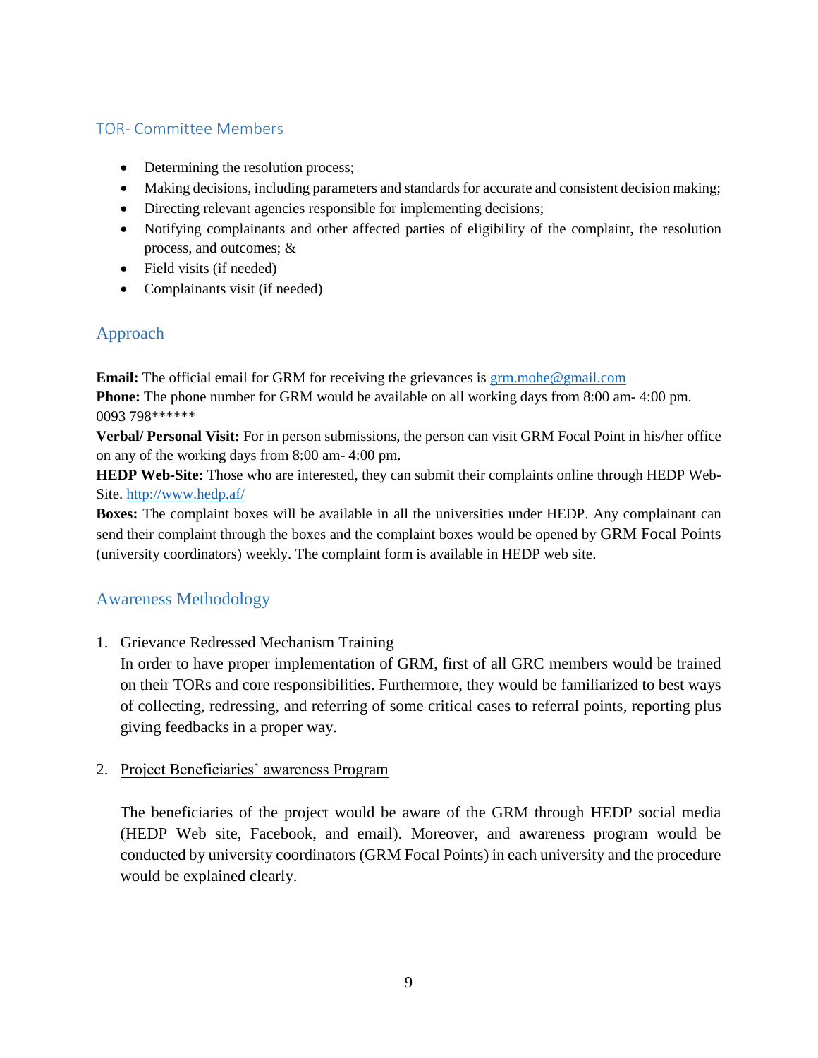## TOR- Committee Members

- Determining the resolution process;
- Making decisions, including parameters and standards for accurate and consistent decision making;
- Directing relevant agencies responsible for implementing decisions;
- Notifying complainants and other affected parties of eligibility of the complaint, the resolution process, and outcomes; &
- Field visits (if needed)
- Complainants visit (if needed)

## Approach

**Email:** The official email for GRM for receiving the grievances is grm.mohe@gmail.com
**Phone:** The phone number for GRM would be available on all working days from 8:00 am- 4:00 pm. 0093 798******
**Verbal/ Personal Visit:** For in person submissions, the person can visit GRM Focal Point in his/her office on any of the working days from 8:00 am- 4:00 pm.
**HEDP Web-Site:** Those who are interested, they can submit their complaints online through HEDP Web-Site. http://www.hedp.af/
**Boxes:** The complaint boxes will be available in all the universities under HEDP. Any complainant can send their complaint through the boxes and the complaint boxes would be opened by GRM Focal Points (university coordinators) weekly. The complaint form is available in HEDP web site.

## Awareness Methodology

1. <u>Grievance Redressed Mechanism Training</u>
   In order to have proper implementation of GRM, first of all GRC members would be trained on their TORs and core responsibilities. Furthermore, they would be familiarized to best ways of collecting, redressing, and referring of some critical cases to referral points, reporting plus giving feedbacks in a proper way.

2. <u>Project Beneficiaries' awareness Program</u>

   The beneficiaries of the project would be aware of the GRM through HEDP social media (HEDP Web site, Facebook, and email). Moreover, and awareness program would be conducted by university coordinators (GRM Focal Points) in each university and the procedure would be explained clearly.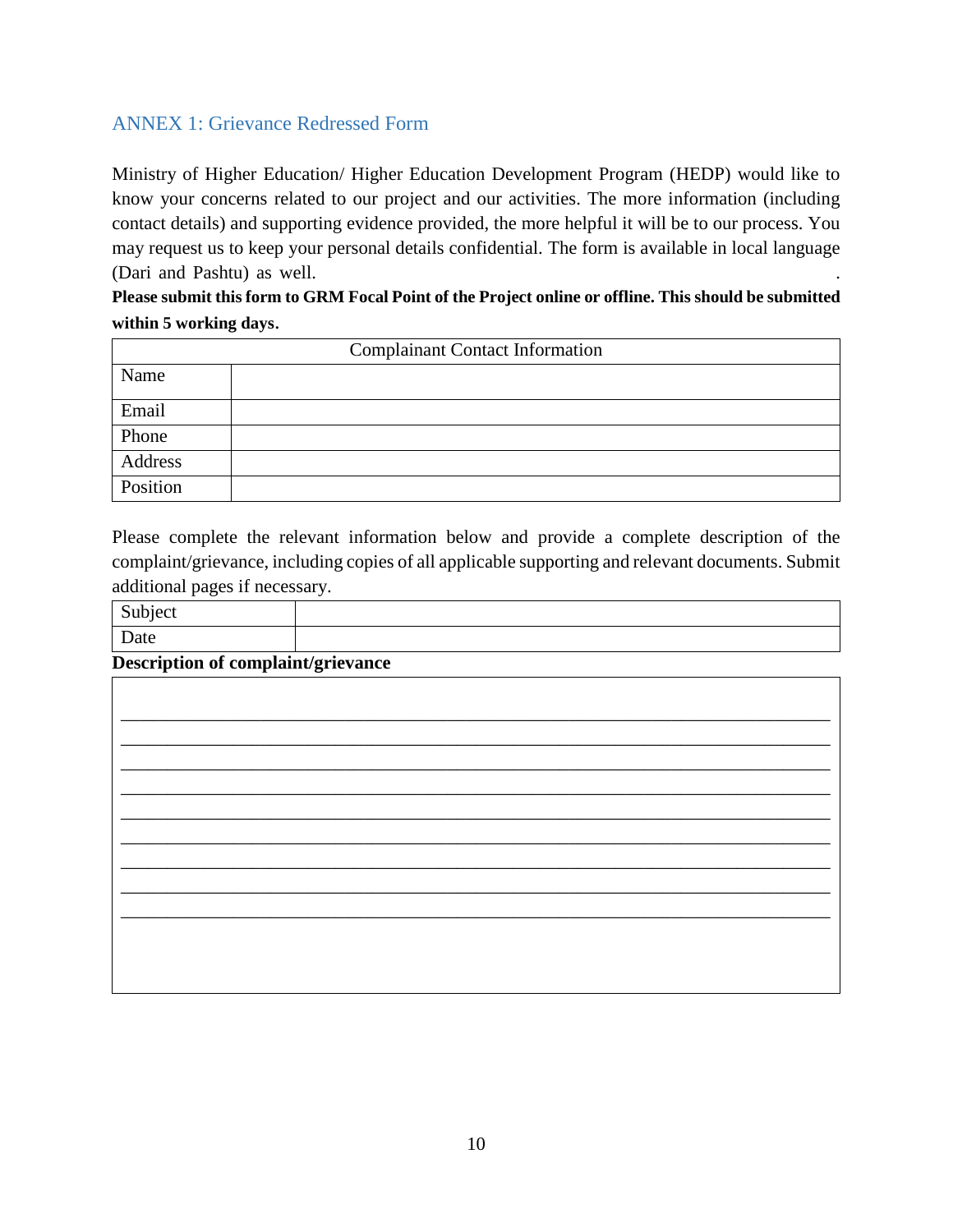## ANNEX 1: Grievance Redressed Form

Ministry of Higher Education/ Higher Education Development Program (HEDP) would like to know your concerns related to our project and our activities. The more information (including contact details) and supporting evidence provided, the more helpful it will be to our process. You may request us to keep your personal details confidential. The form is available in local language (Dari and Pashtu) as well.

**Please submit this form to GRM Focal Point of the Project online or offline. This should be submitted within 5 working days.**

| Complainant Contact Information | |
|---|---|
| Name | |
| Email | |
| Phone | |
| Address | |
| Position | |

Please complete the relevant information below and provide a complete description of the complaint/grievance, including copies of all applicable supporting and relevant documents. Submit additional pages if necessary.

| Subject | |
|---|---|
| Date | |

**Description of complaint/grievance**

______________________________________________________________________________
______________________________________________________________________________
______________________________________________________________________________
______________________________________________________________________________
______________________________________________________________________________
______________________________________________________________________________
______________________________________________________________________________
______________________________________________________________________________
______________________________________________________________________________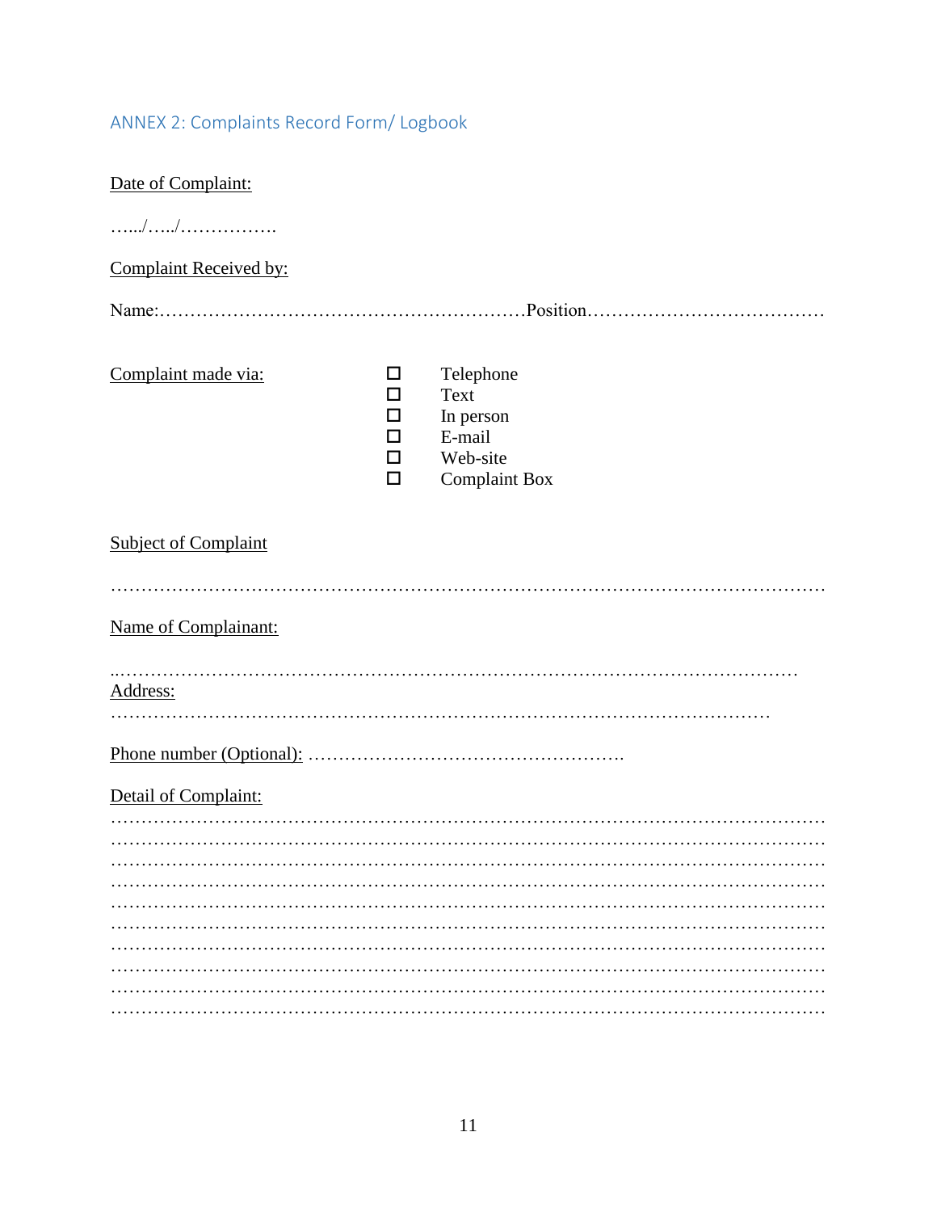## ANNEX 2: Complaints Record Form/ Logbook

Date of Complaint:

…../…../…………….

Complaint Received by:

Name:……………………………………………………Position…………………………………

Complaint made via:

- ☐ Telephone
- ☐ Text
- ☐ In person
- ☐ E-mail
- ☐ Web-site
- ☐ Complaint Box

Subject of Complaint

…………………………………………………………………………………………………………

Name of Complainant:

..………………………………………………………………………………………………

Address:

………………………………………………………………………………………………

Phone number (Optional): …………………………………………….

Detail of Complaint:

…………………………………………………………………………………………………………
…………………………………………………………………………………………………………
…………………………………………………………………………………………………………
…………………………………………………………………………………………………………
…………………………………………………………………………………………………………
…………………………………………………………………………………………………………
…………………………………………………………………………………………………………
…………………………………………………………………………………………………………
…………………………………………………………………………………………………………
…………………………………………………………………………………………………………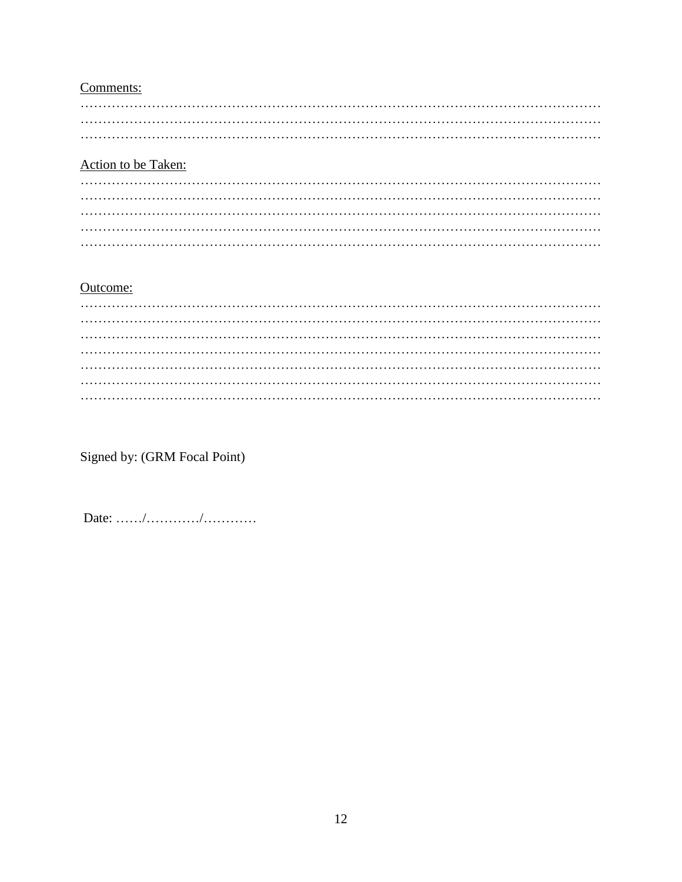Comments:

…………………………………………………………………………………………………………
…………………………………………………………………………………………………………
…………………………………………………………………………………………………………

Action to be Taken:

…………………………………………………………………………………………………………
…………………………………………………………………………………………………………
…………………………………………………………………………………………………………
…………………………………………………………………………………………………………
…………………………………………………………………………………………………………

Outcome:

…………………………………………………………………………………………………………
…………………………………………………………………………………………………………
…………………………………………………………………………………………………………
…………………………………………………………………………………………………………
…………………………………………………………………………………………………………
…………………………………………………………………………………………………………
…………………………………………………………………………………………………………

Signed by: (GRM Focal Point)

Date: ……/…………/…………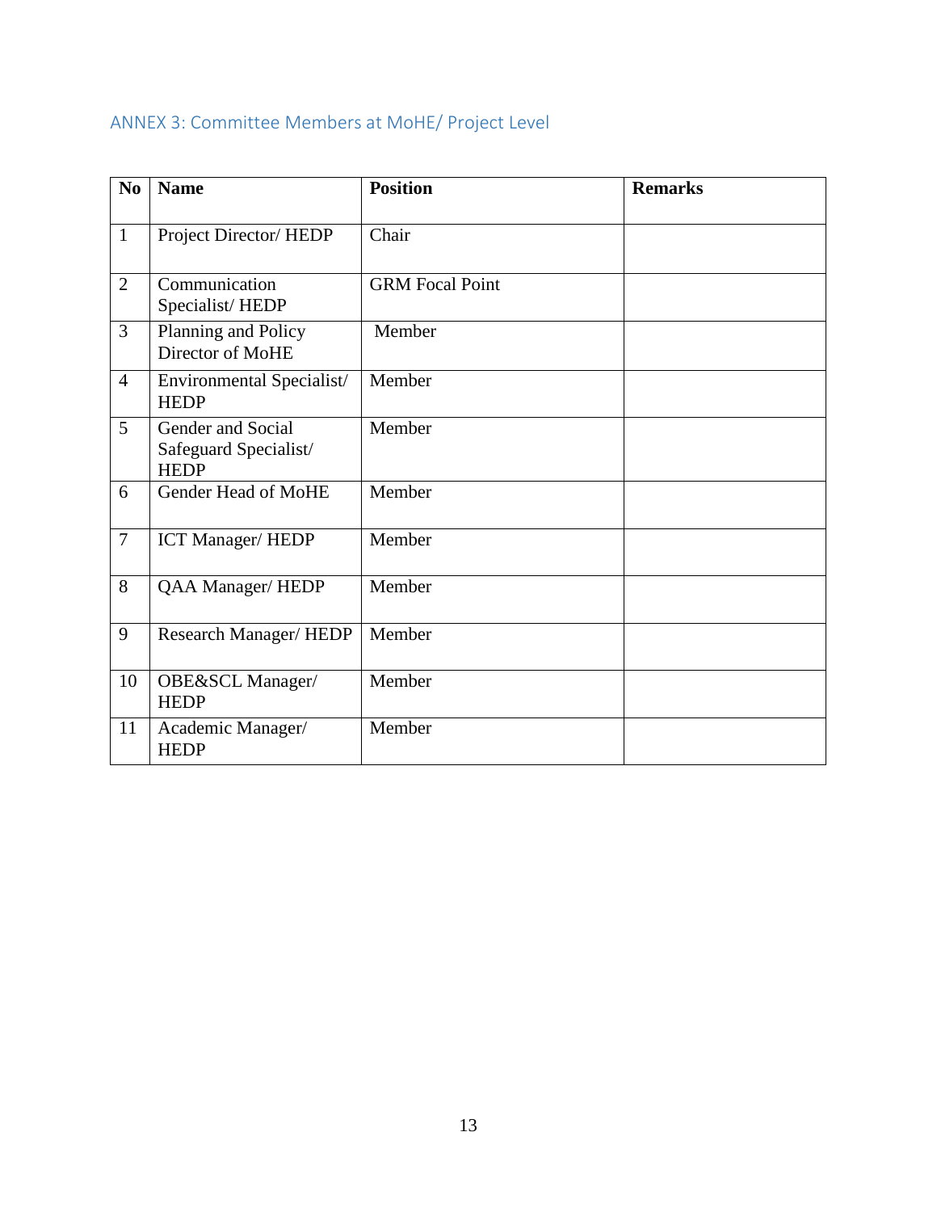## ANNEX 3: Committee Members at MoHE/ Project Level

| No | Name | Position | Remarks |
|---|---|---|---|
| 1 | Project Director/ HEDP | Chair | |
| 2 | Communication Specialist/ HEDP | GRM Focal Point | |
| 3 | Planning and Policy Director of MoHE | Member | |
| 4 | Environmental Specialist/ HEDP | Member | |
| 5 | Gender and Social Safeguard Specialist/ HEDP | Member | |
| 6 | Gender Head of MoHE | Member | |
| 7 | ICT Manager/ HEDP | Member | |
| 8 | QAA Manager/ HEDP | Member | |
| 9 | Research Manager/ HEDP | Member | |
| 10 | OBE&SCL Manager/ HEDP | Member | |
| 11 | Academic Manager/ HEDP | Member | |